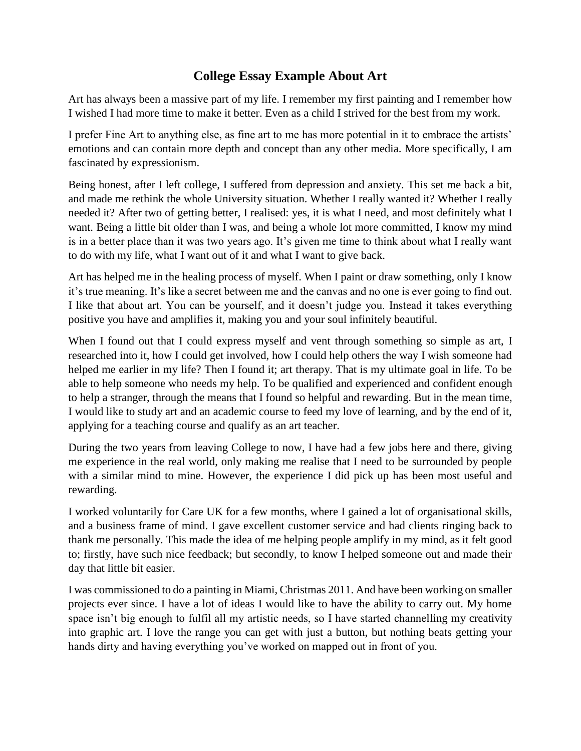# College Essay Example About Art

Art has always been a massive part of my life. I remember my first painting and I remember how I wished I had more time to make it better. Even as a child I strived for the best from my work.

I prefer Fine Art to anything else, as fine art to me has more potential in it to embrace the artists' emotions and can contain more depth and concept than any other media. More specifically, I am fascinated by expressionism.

Being honest, after I left college, I suffered from depression and anxiety. This set me back a bit, and made me rethink the whole University situation. Whether I really wanted it? Whether I really needed it? After two of getting better, I realised: yes, it is what I need, and most definitely what I want. Being a little bit older than I was, and being a whole lot more committed, I know my mind is in a better place than it was two years ago. It's given me time to think about what I really want to do with my life, what I want out of it and what I want to give back.

Art has helped me in the healing process of myself. When I paint or draw something, only I know it's true meaning. It's like a secret between me and the canvas and no one is ever going to find out. I like that about art. You can be yourself, and it doesn't judge you. Instead it takes everything positive you have and amplifies it, making you and your soul infinitely beautiful.

When I found out that I could express myself and vent through something so simple as art, I researched into it, how I could get involved, how I could help others the way I wish someone had helped me earlier in my life? Then I found it; art therapy. That is my ultimate goal in life. To be able to help someone who needs my help. To be qualified and experienced and confident enough to help a stranger, through the means that I found so helpful and rewarding. But in the mean time, I would like to study art and an academic course to feed my love of learning, and by the end of it, applying for a teaching course and qualify as an art teacher.

During the two years from leaving College to now, I have had a few jobs here and there, giving me experience in the real world, only making me realise that I need to be surrounded by people with a similar mind to mine. However, the experience I did pick up has been most useful and rewarding.

I worked voluntarily for Care UK for a few months, where I gained a lot of organisational skills, and a business frame of mind. I gave excellent customer service and had clients ringing back to thank me personally. This made the idea of me helping people amplify in my mind, as it felt good to; firstly, have such nice feedback; but secondly, to know I helped someone out and made their day that little bit easier.

I was commissioned to do a painting in Miami, Christmas 2011. And have been working on smaller projects ever since. I have a lot of ideas I would like to have the ability to carry out. My home space isn't big enough to fulfil all my artistic needs, so I have started channelling my creativity into graphic art. I love the range you can get with just a button, but nothing beats getting your hands dirty and having everything you've worked on mapped out in front of you.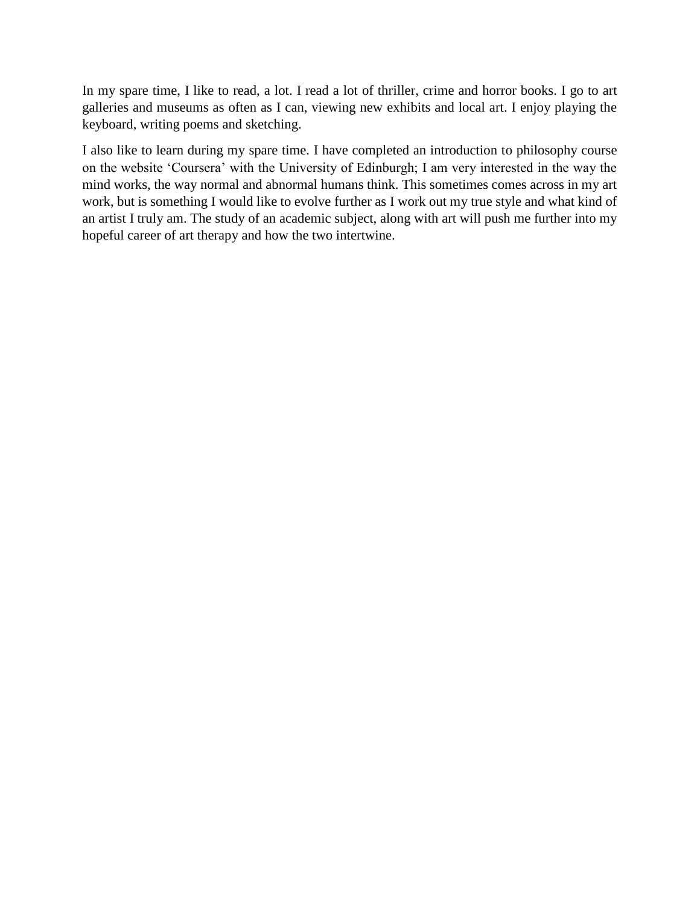In my spare time, I like to read, a lot. I read a lot of thriller, crime and horror books. I go to art galleries and museums as often as I can, viewing new exhibits and local art. I enjoy playing the keyboard, writing poems and sketching.

I also like to learn during my spare time. I have completed an introduction to philosophy course on the website 'Coursera' with the University of Edinburgh; I am very interested in the way the mind works, the way normal and abnormal humans think. This sometimes comes across in my art work, but is something I would like to evolve further as I work out my true style and what kind of an artist I truly am. The study of an academic subject, along with art will push me further into my hopeful career of art therapy and how the two intertwine.